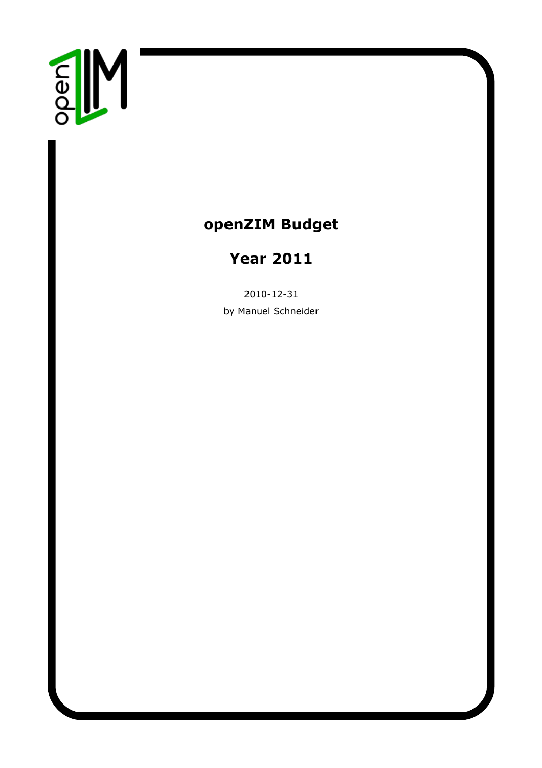# openZIM Budget

## Year 2011

2010-12-31

by Manuel Schneider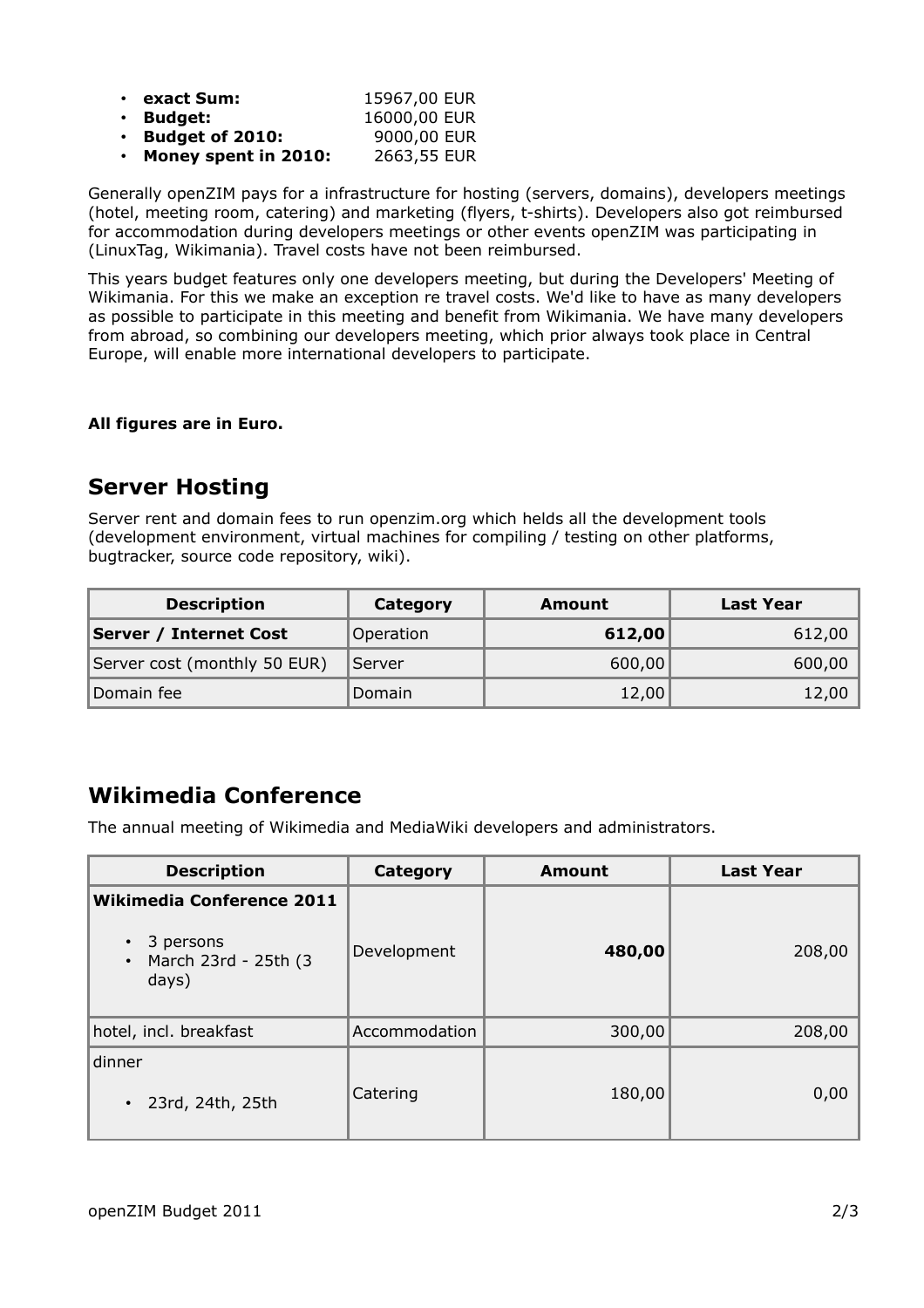- **exact Sum:** 15967,00 EUR
- **Budget:** 16000,00 EUR
- **Budget of 2010:** 9000,00 EUR
- **Money spent in 2010:** 2663,55 EUR

Generally openZIM pays for a infrastructure for hosting (servers, domains), developers meetings (hotel, meeting room, catering) and marketing (flyers, t-shirts). Developers also got reimbursed for accommodation during developers meetings or other events openZIM was participating in (LinuxTag, Wikimania). Travel costs have not been reimbursed.

This years budget features only one developers meeting, but during the Developers' Meeting of Wikimania. For this we make an exception re travel costs. We'd like to have as many developers as possible to participate in this meeting and benefit from Wikimania. We have many developers from abroad, so combining our developers meeting, which prior always took place in Central Europe, will enable more international developers to participate.

**All figures are in Euro.**

## Server Hosting

Server rent and domain fees to run openzim.org which helds all the development tools (development environment, virtual machines for compiling / testing on other platforms, bugtracker, source code repository, wiki).

| Description | Category | Amount | Last Year |
|---|---|---|---|
| **Server / Internet Cost** | Operation | **612,00** | 612,00 |
| Server cost (monthly 50 EUR) | Server | 600,00 | 600,00 |
| Domain fee | Domain | 12,00 | 12,00 |

## Wikimedia Conference

The annual meeting of Wikimedia and MediaWiki developers and administrators.

| Description | Category | Amount | Last Year |
|---|---|---|---|
| **Wikimedia Conference 2011**<br>• 3 persons<br>• March 23rd - 25th (3 days) | Development | **480,00** | 208,00 |
| hotel, incl. breakfast | Accommodation | 300,00 | 208,00 |
| dinner<br>• 23rd, 24th, 25th | Catering | 180,00 | 0,00 |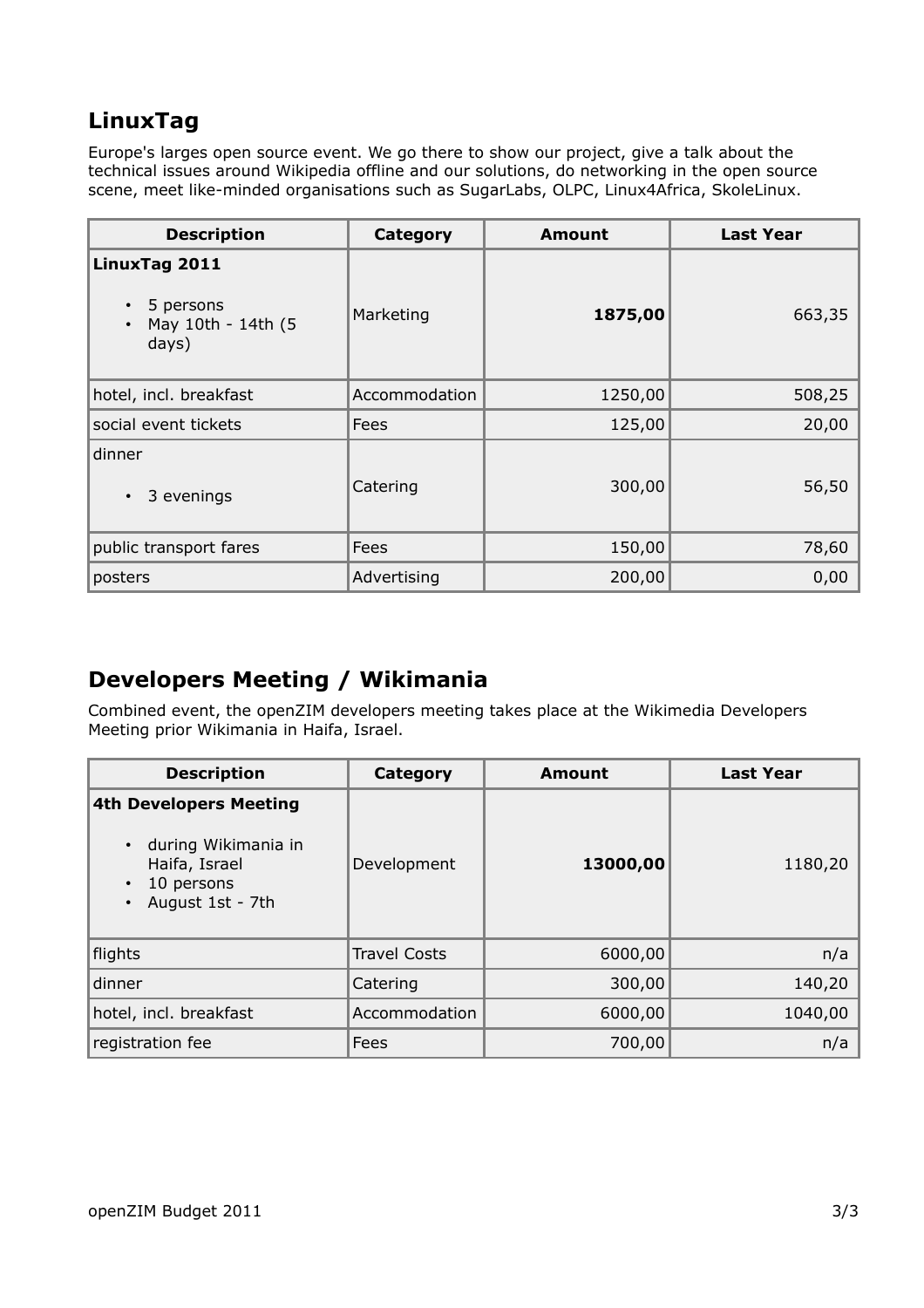## LinuxTag

Europe's larges open source event. We go there to show our project, give a talk about the technical issues around Wikipedia offline and our solutions, do networking in the open source scene, meet like-minded organisations such as SugarLabs, OLPC, Linux4Africa, SkoleLinux.

| Description | Category | Amount | Last Year |
|---|---|---|---|
| **LinuxTag 2011**<br>• 5 persons<br>• May 10th - 14th (5 days) | Marketing | **1875,00** | 663,35 |
| hotel, incl. breakfast | Accommodation | 1250,00 | 508,25 |
| social event tickets | Fees | 125,00 | 20,00 |
| dinner<br>• 3 evenings | Catering | 300,00 | 56,50 |
| public transport fares | Fees | 150,00 | 78,60 |
| posters | Advertising | 200,00 | 0,00 |

## Developers Meeting / Wikimania

Combined event, the openZIM developers meeting takes place at the Wikimedia Developers Meeting prior Wikimania in Haifa, Israel.

| Description | Category | Amount | Last Year |
|---|---|---|---|
| **4th Developers Meeting**<br>• during Wikimania in Haifa, Israel<br>• 10 persons<br>• August 1st - 7th | Development | **13000,00** | 1180,20 |
| flights | Travel Costs | 6000,00 | n/a |
| dinner | Catering | 300,00 | 140,20 |
| hotel, incl. breakfast | Accommodation | 6000,00 | 1040,00 |
| registration fee | Fees | 700,00 | n/a |